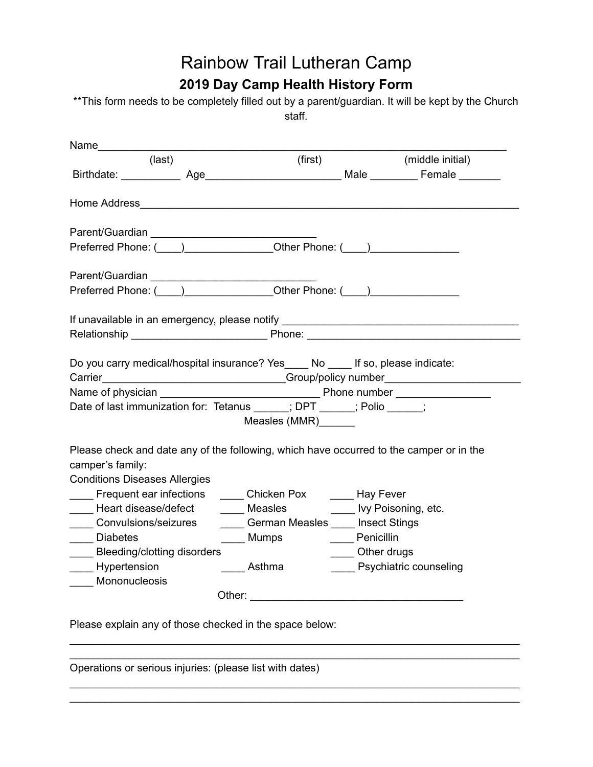# Rainbow Trail Lutheran Camp

## 2019 Day Camp Health History Form

**This form needs to be completely filled out by a parent/guardian. It will be kept by the Church staff.

Name_______________________________________________________________________
(last) (first) (middle initial)

Birthdate: __________ Age_______________________ Male ________ Female _______

Home Address_________________________________________________________________

Parent/Guardian ____________________________
Preferred Phone: (____)_______________Other Phone: (____)_______________

Parent/Guardian ____________________________
Preferred Phone: (____)_______________Other Phone: (____)_______________

If unavailable in an emergency, please notify ________________________________________
Relationship _______________________ Phone: ____________________________________

Do you carry medical/hospital insurance? Yes____ No ____ If so, please indicate:
Carrier_______________________________Group/policy number_______________________
Name of physician ___________________________ Phone number ________________
Date of last immunization for: Tetanus ______; DPT ______; Polio ______;
Measles (MMR)______

Please check and date any of the following, which have occurred to the camper or in the camper's family:

| Conditions | Diseases | Allergies |
|---|---|---|
| ____ Frequent ear infections | ____ Chicken Pox | ____ Hay Fever |
| ____ Heart disease/defect | ____ Measles | ____ Ivy Poisoning, etc. |
| ____ Convulsions/seizures | ____ German Measles | ____ Insect Stings |
| ____ Diabetes | ____ Mumps | ____ Penicillin |
| ____ Bleeding/clotting disorders | | ____ Other drugs |
| ____ Hypertension | ____ Asthma | ____ Psychiatric counseling |
| ____ Mononucleosis | | |

Other: ___________________________________

Please explain any of those checked in the space below:

_____________________________________________________________________________

_____________________________________________________________________________

Operations or serious injuries: (please list with dates)

_____________________________________________________________________________

_____________________________________________________________________________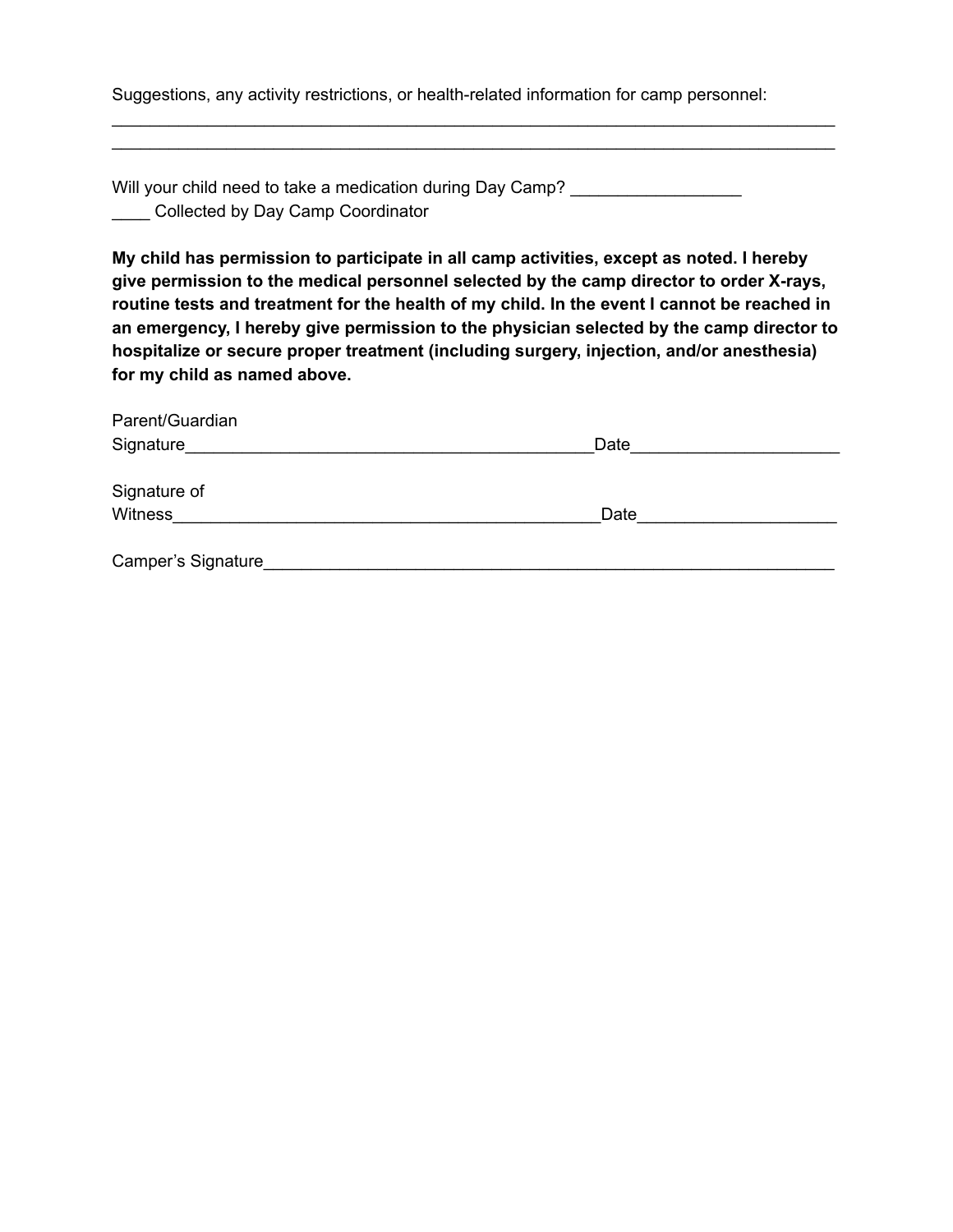Suggestions, any activity restrictions, or health-related information for camp personnel:
______________________________________________________________________________
______________________________________________________________________________

Will your child need to take a medication during Day Camp? __________________
____ Collected by Day Camp Coordinator

**My child has permission to participate in all camp activities, except as noted. I hereby give permission to the medical personnel selected by the camp director to order X-rays, routine tests and treatment for the health of my child. In the event I cannot be reached in an emergency, I hereby give permission to the physician selected by the camp director to hospitalize or secure proper treatment (including surgery, injection, and/or anesthesia) for my child as named above.**

Parent/Guardian
Signature___________________________________________Date_____________________

Signature of
Witness_____________________________________________Date____________________

Camper's Signature____________________________________________________________